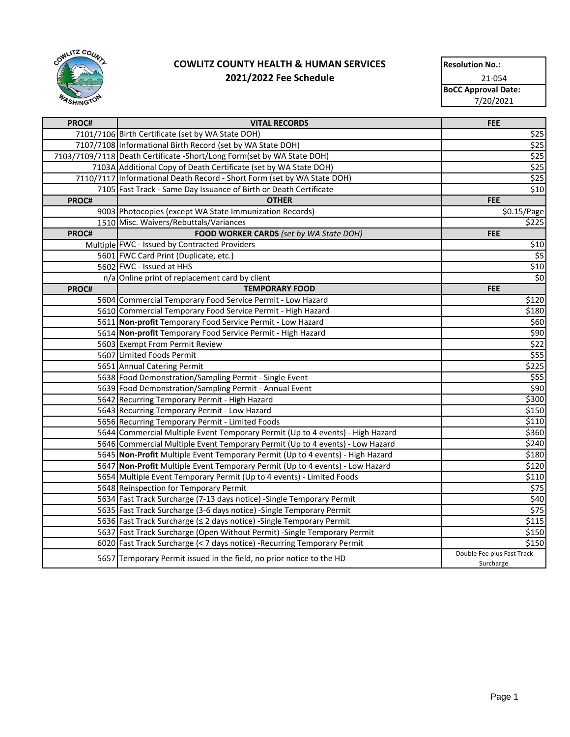# COWLITZ COUNTY HEALTH & HUMAN SERVICES
## 2021/2022 Fee Schedule

| **Resolution No.:** |
|---|
| 21-054 |
| **BoCC Approval Date:** |
| 7/20/2021 |

| PROC# | VITAL RECORDS | FEE |
|---|---|---|
| 7101/7106 | Birth Certificate (set by WA State DOH) | $25 |
| 7107/7108 | Informational Birth Record (set by WA State DOH) | $25 |
| 7103/7109/7118 | Death Certificate -Short/Long Form(set by WA State DOH) | $25 |
| 7103A | Additional Copy of Death Certificate (set by WA State DOH) | $25 |
| 7110/7117 | Informational Death Record - Short Form (set by WA State DOH) | $25 |
| 7105 | Fast Track - Same Day Issuance of Birth or Death Certificate | $10 |
| **PROC#** | **OTHER** | **FEE** |
| 9003 | Photocopies (except WA State Immunization Records) | $0.15/Page |
| 1510 | Misc. Waivers/Rebuttals/Variances | $225 |
| **PROC#** | **FOOD WORKER CARDS** *(set by WA State DOH)* | **FEE** |
| Multiple | FWC - Issued by Contracted Providers | $10 |
| 5601 | FWC Card Print (Duplicate, etc.) | $5 |
| 5602 | FWC - Issued at HHS | $10 |
| n/a | Online print of replacement card by client | $0 |
| **PROC#** | **TEMPORARY FOOD** | **FEE** |
| 5604 | Commercial Temporary Food Service Permit - Low Hazard | $120 |
| 5610 | Commercial Temporary Food Service Permit - High Hazard | $180 |
| 5611 | **Non-profit** Temporary Food Service Permit - Low Hazard | $60 |
| 5614 | **Non-profit** Temporary Food Service Permit - High Hazard | $90 |
| 5603 | Exempt From Permit Review | $22 |
| 5607 | Limited Foods Permit | $55 |
| 5651 | Annual Catering Permit | $225 |
| 5638 | Food Demonstration/Sampling Permit - Single Event | $55 |
| 5639 | Food Demonstration/Sampling Permit - Annual Event | $90 |
| 5642 | Recurring Temporary Permit - High Hazard | $300 |
| 5643 | Recurring Temporary Permit - Low Hazard | $150 |
| 5656 | Recurring Temporary Permit - Limited Foods | $110 |
| 5644 | Commercial Multiple Event Temporary Permit (Up to 4 events) - High Hazard | $360 |
| 5646 | Commercial Multiple Event Temporary Permit (Up to 4 events) - Low Hazard | $240 |
| 5645 | **Non-Profit** Multiple Event Temporary Permit (Up to 4 events) - High Hazard | $180 |
| 5647 | **Non-Profit** Multiple Event Temporary Permit (Up to 4 events) - Low Hazard | $120 |
| 5654 | Multiple Event Temporary Permit (Up to 4 events) - Limited Foods | $110 |
| 5648 | Reinspection for Temporary Permit | $75 |
| 5634 | Fast Track Surcharge (7-13 days notice) -Single Temporary Permit | $40 |
| 5635 | Fast Track Surcharge (3-6 days notice) -Single Temporary Permit | $75 |
| 5636 | Fast Track Surcharge (≤ 2 days notice) -Single Temporary Permit | $115 |
| 5637 | Fast Track Surcharge (Open Without Permit) -Single Temporary Permit | $150 |
| 6020 | Fast Track Surcharge (< 7 days notice) -Recurring Temporary Permit | $150 |
| 5657 | Temporary Permit issued in the field, no prior notice to the HD | Double Fee plus Fast Track Surcharge |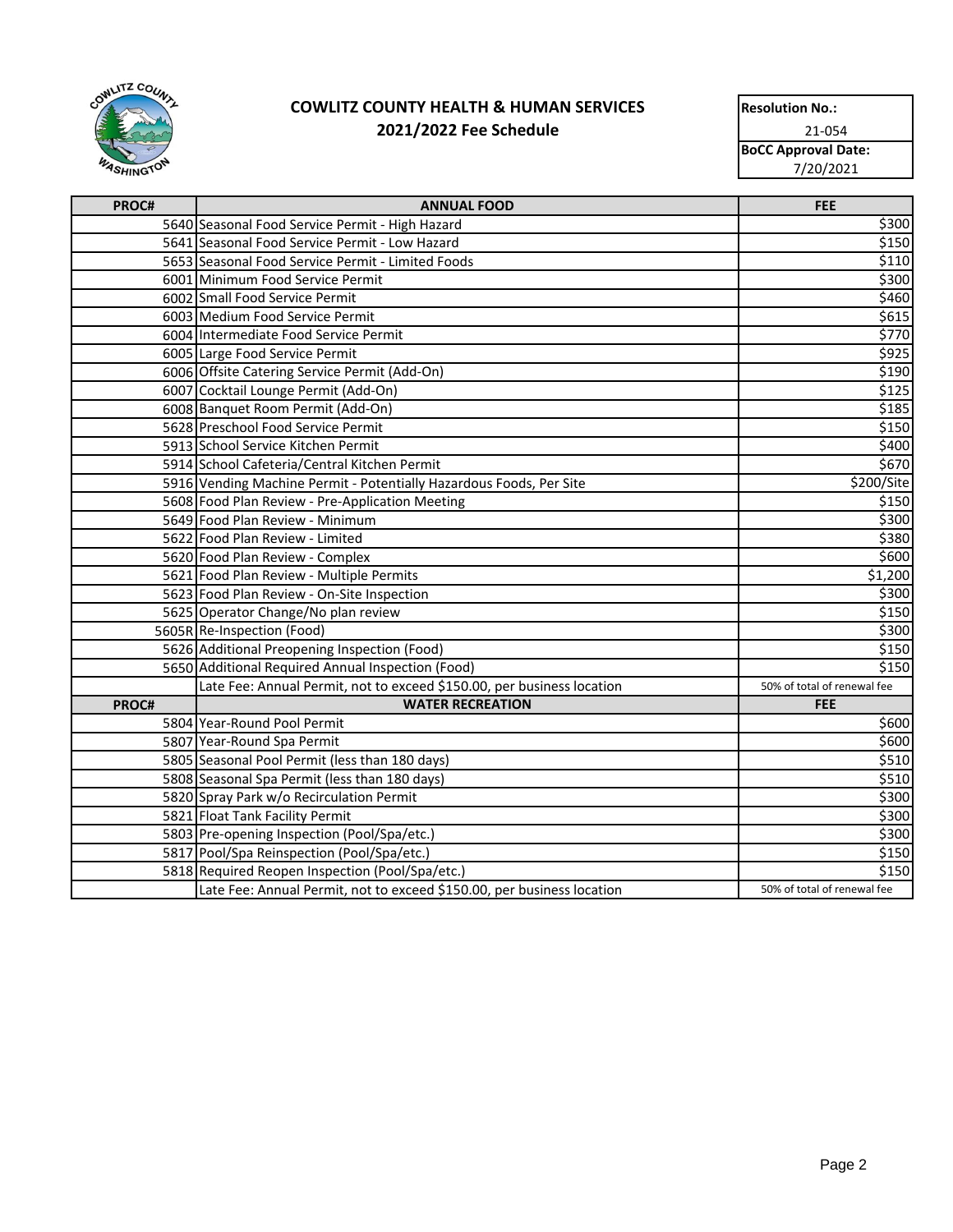# COWLITZ COUNTY HEALTH & HUMAN SERVICES
## 2021/2022 Fee Schedule

| Resolution No.: |
|---|
| 21-054 |
| **BoCC Approval Date:** |
| 7/20/2021 |

| PROC# | ANNUAL FOOD | FEE |
|---|---|---|
| 5640 | Seasonal Food Service Permit - High Hazard | $300 |
| 5641 | Seasonal Food Service Permit - Low Hazard | $150 |
| 5653 | Seasonal Food Service Permit - Limited Foods | $110 |
| 6001 | Minimum Food Service Permit | $300 |
| 6002 | Small Food Service Permit | $460 |
| 6003 | Medium Food Service Permit | $615 |
| 6004 | Intermediate Food Service Permit | $770 |
| 6005 | Large Food Service Permit | $925 |
| 6006 | Offsite Catering Service Permit (Add-On) | $190 |
| 6007 | Cocktail Lounge Permit (Add-On) | $125 |
| 6008 | Banquet Room Permit (Add-On) | $185 |
| 5628 | Preschool Food Service Permit | $150 |
| 5913 | School Service Kitchen Permit | $400 |
| 5914 | School Cafeteria/Central Kitchen Permit | $670 |
| 5916 | Vending Machine Permit - Potentially Hazardous Foods, Per Site | $200/Site |
| 5608 | Food Plan Review - Pre-Application Meeting | $150 |
| 5649 | Food Plan Review - Minimum | $300 |
| 5622 | Food Plan Review - Limited | $380 |
| 5620 | Food Plan Review - Complex | $600 |
| 5621 | Food Plan Review - Multiple Permits | $1,200 |
| 5623 | Food Plan Review - On-Site Inspection | $300 |
| 5625 | Operator Change/No plan review | $150 |
| 5605R | Re-Inspection (Food) | $300 |
| 5626 | Additional Preopening Inspection (Food) | $150 |
| 5650 | Additional Required Annual Inspection (Food) | $150 |
| | Late Fee: Annual Permit, not to exceed $150.00, per business location | 50% of total of renewal fee |
| **PROC#** | **WATER RECREATION** | **FEE** |
| 5804 | Year-Round Pool Permit | $600 |
| 5807 | Year-Round Spa Permit | $600 |
| 5805 | Seasonal Pool Permit (less than 180 days) | $510 |
| 5808 | Seasonal Spa Permit (less than 180 days) | $510 |
| 5820 | Spray Park w/o Recirculation Permit | $300 |
| 5821 | Float Tank Facility Permit | $300 |
| 5803 | Pre-opening Inspection (Pool/Spa/etc.) | $300 |
| 5817 | Pool/Spa Reinspection (Pool/Spa/etc.) | $150 |
| 5818 | Required Reopen Inspection (Pool/Spa/etc.) | $150 |
| | Late Fee: Annual Permit, not to exceed $150.00, per business location | 50% of total of renewal fee |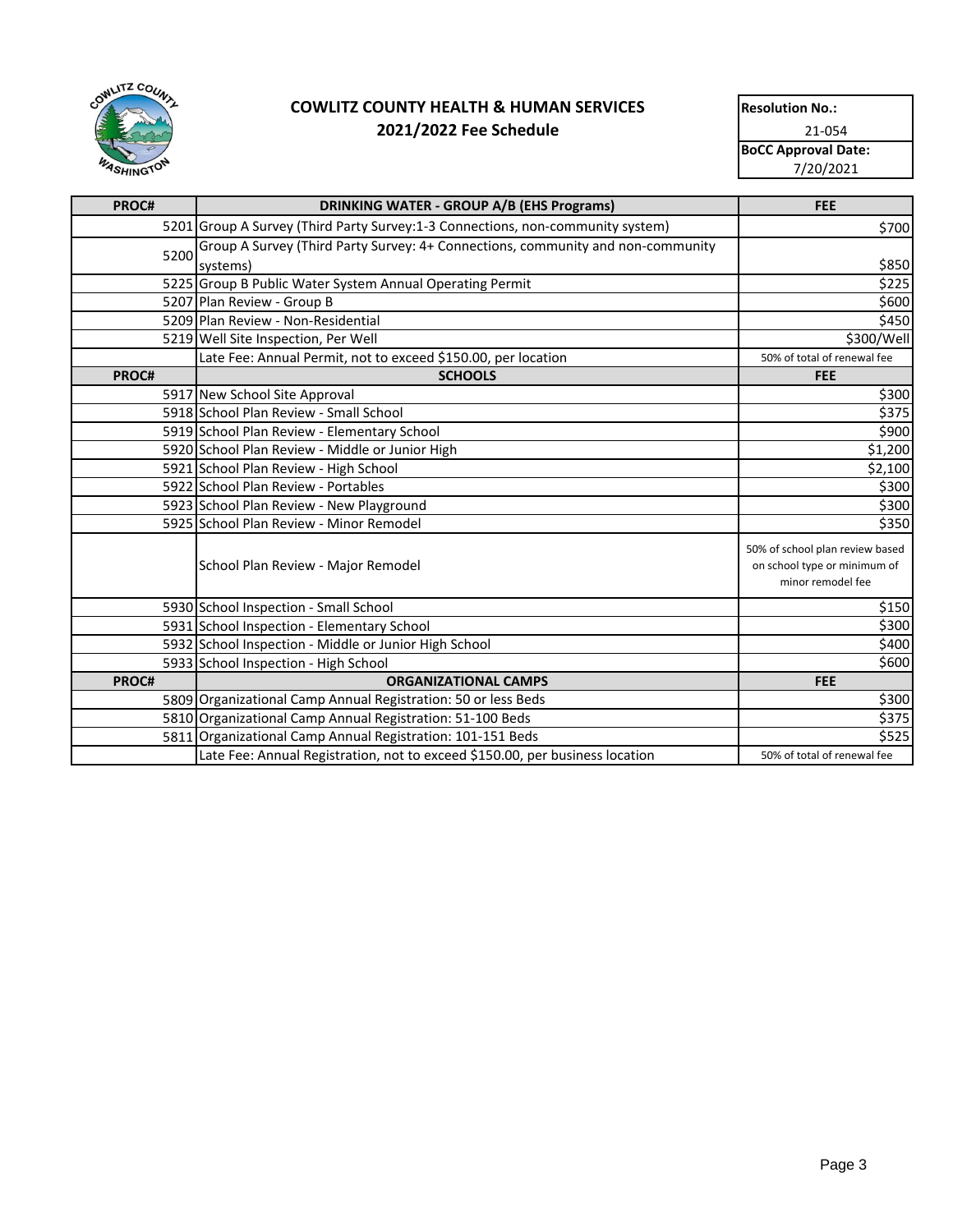## COWLITZ COUNTY HEALTH & HUMAN SERVICES
## 2021/2022 Fee Schedule

| Resolution No.: |
| --- |
| 21-054 |
| **BoCC Approval Date:** |
| 7/20/2021 |

| PROC# | DRINKING WATER - GROUP A/B (EHS Programs) | FEE |
| --- | --- | --- |
| 5201 | Group A Survey (Third Party Survey:1-3 Connections, non-community system) | $700 |
| 5200 | Group A Survey (Third Party Survey: 4+ Connections, community and non-community systems) | $850 |
| 5225 | Group B Public Water System Annual Operating Permit | $225 |
| 5207 | Plan Review - Group B | $600 |
| 5209 | Plan Review - Non-Residential | $450 |
| 5219 | Well Site Inspection, Per Well | $300/Well |
| | Late Fee: Annual Permit, not to exceed $150.00, per location | 50% of total of renewal fee |
| **PROC#** | **SCHOOLS** | **FEE** |
| 5917 | New School Site Approval | $300 |
| 5918 | School Plan Review - Small School | $375 |
| 5919 | School Plan Review - Elementary School | $900 |
| 5920 | School Plan Review - Middle or Junior High | $1,200 |
| 5921 | School Plan Review - High School | $2,100 |
| 5922 | School Plan Review - Portables | $300 |
| 5923 | School Plan Review - New Playground | $300 |
| 5925 | School Plan Review - Minor Remodel | $350 |
| | School Plan Review - Major Remodel | 50% of school plan review based on school type or minimum of minor remodel fee |
| 5930 | School Inspection - Small School | $150 |
| 5931 | School Inspection - Elementary School | $300 |
| 5932 | School Inspection - Middle or Junior High School | $400 |
| 5933 | School Inspection - High School | $600 |
| **PROC#** | **ORGANIZATIONAL CAMPS** | **FEE** |
| 5809 | Organizational Camp Annual Registration: 50 or less Beds | $300 |
| 5810 | Organizational Camp Annual Registration: 51-100 Beds | $375 |
| 5811 | Organizational Camp Annual Registration: 101-151 Beds | $525 |
| | Late Fee: Annual Registration, not to exceed $150.00, per business location | 50% of total of renewal fee |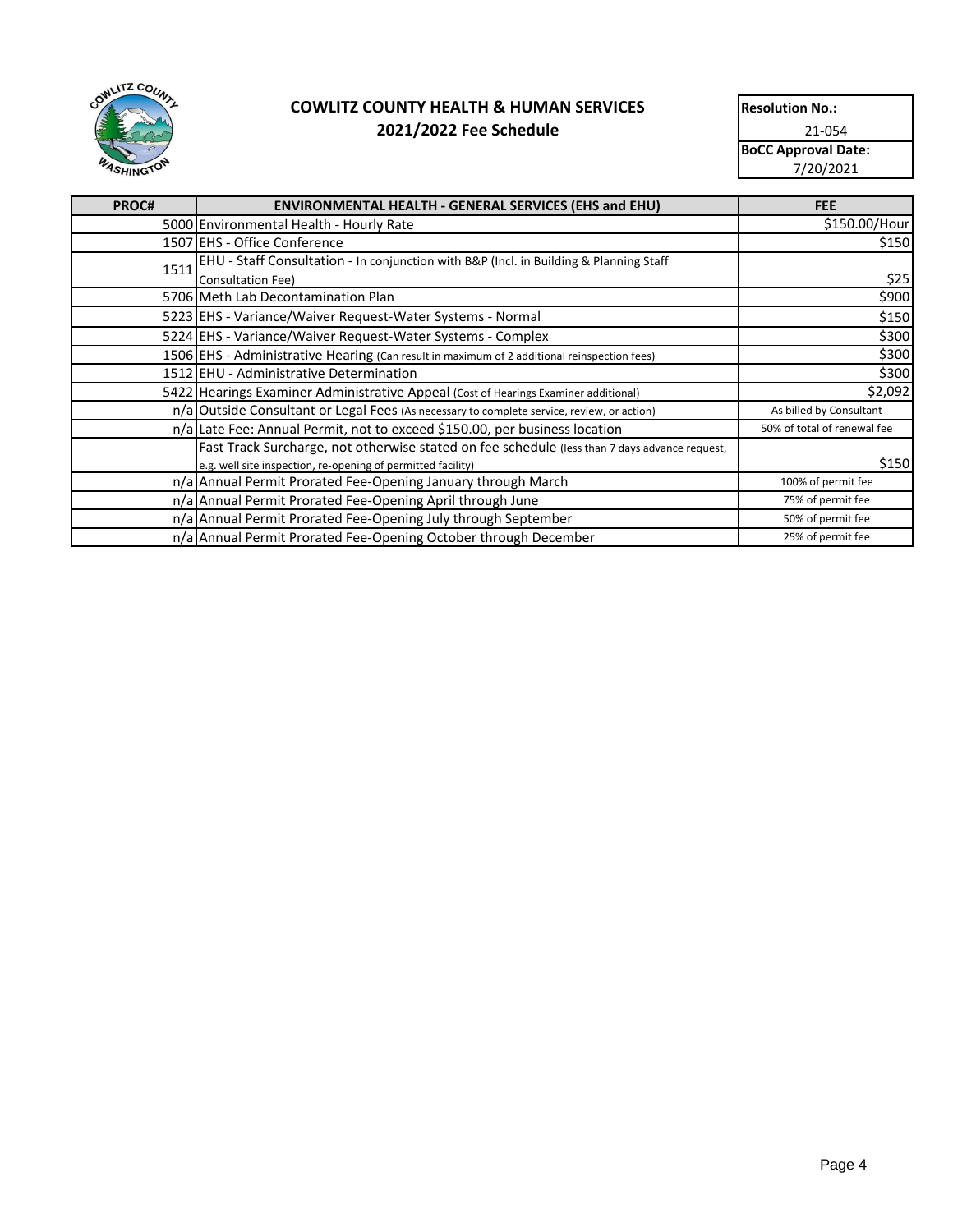# COWLITZ COUNTY HEALTH & HUMAN SERVICES
## 2021/2022 Fee Schedule

| Resolution No.: |
| --- |
| 21-054 |
| **BoCC Approval Date:** |
| 7/20/2021 |

| PROC# | ENVIRONMENTAL HEALTH - GENERAL SERVICES (EHS and EHU) | FEE |
| --- | --- | --- |
| 5000 | Environmental Health - Hourly Rate | $150.00/Hour |
| 1507 | EHS - Office Conference | $150 |
| 1511 | EHU - Staff Consultation - In conjunction with B&P (Incl. in Building & Planning Staff Consultation Fee) | $25 |
| 5706 | Meth Lab Decontamination Plan | $900 |
| 5223 | EHS - Variance/Waiver Request-Water Systems - Normal | $150 |
| 5224 | EHS - Variance/Waiver Request-Water Systems - Complex | $300 |
| 1506 | EHS - Administrative Hearing (Can result in maximum of 2 additional reinspection fees) | $300 |
| 1512 | EHU - Administrative Determination | $300 |
| 5422 | Hearings Examiner Administrative Appeal (Cost of Hearings Examiner additional) | $2,092 |
| n/a | Outside Consultant or Legal Fees (As necessary to complete service, review, or action) | As billed by Consultant |
| n/a | Late Fee: Annual Permit, not to exceed $150.00, per business location | 50% of total of renewal fee |
| | Fast Track Surcharge, not otherwise stated on fee schedule (less than 7 days advance request, e.g. well site inspection, re-opening of permitted facility) | $150 |
| n/a | Annual Permit Prorated Fee-Opening January through March | 100% of permit fee |
| n/a | Annual Permit Prorated Fee-Opening April through June | 75% of permit fee |
| n/a | Annual Permit Prorated Fee-Opening July through September | 50% of permit fee |
| n/a | Annual Permit Prorated Fee-Opening October through December | 25% of permit fee |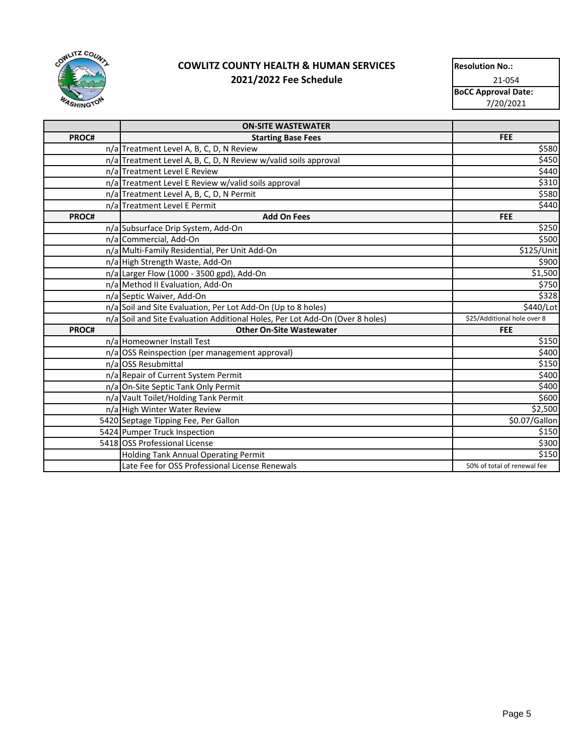# COWLITZ COUNTY HEALTH & HUMAN SERVICES

## 2021/2022 Fee Schedule

| Resolution No.: |
|---|
| 21-054 |
| **BoCC Approval Date:** |
| 7/20/2021 |

| | ON-SITE WASTEWATER | |
|---|---|---|
| **PROC#** | **Starting Base Fees** | **FEE** |
| n/a | Treatment Level A, B, C, D, N Review | $580 |
| n/a | Treatment Level A, B, C, D, N Review w/valid soils approval | $450 |
| n/a | Treatment Level E Review | $440 |
| n/a | Treatment Level E Review w/valid soils approval | $310 |
| n/a | Treatment Level A, B, C, D, N Permit | $580 |
| n/a | Treatment Level E Permit | $440 |
| **PROC#** | **Add On Fees** | **FEE** |
| n/a | Subsurface Drip System, Add-On | $250 |
| n/a | Commercial, Add-On | $500 |
| n/a | Multi-Family Residential, Per Unit Add-On | $125/Unit |
| n/a | High Strength Waste, Add-On | $900 |
| n/a | Larger Flow (1000 - 3500 gpd), Add-On | $1,500 |
| n/a | Method II Evaluation, Add-On | $750 |
| n/a | Septic Waiver, Add-On | $328 |
| n/a | Soil and Site Evaluation, Per Lot Add-On (Up to 8 holes) | $440/Lot |
| n/a | Soil and Site Evaluation Additional Holes, Per Lot Add-On (Over 8 holes) | $25/Additional hole over 8 |
| **PROC#** | **Other On-Site Wastewater** | **FEE** |
| n/a | Homeowner Install Test | $150 |
| n/a | OSS Reinspection (per management approval) | $400 |
| n/a | OSS Resubmittal | $150 |
| n/a | Repair of Current System Permit | $400 |
| n/a | On-Site Septic Tank Only Permit | $400 |
| n/a | Vault Toilet/Holding Tank Permit | $600 |
| n/a | High Winter Water Review | $2,500 |
| 5420 | Septage Tipping Fee, Per Gallon | $0.07/Gallon |
| 5424 | Pumper Truck Inspection | $150 |
| 5418 | OSS Professional License | $300 |
| | Holding Tank Annual Operating Permit | $150 |
| | Late Fee for OSS Professional License Renewals | 50% of total of renewal fee |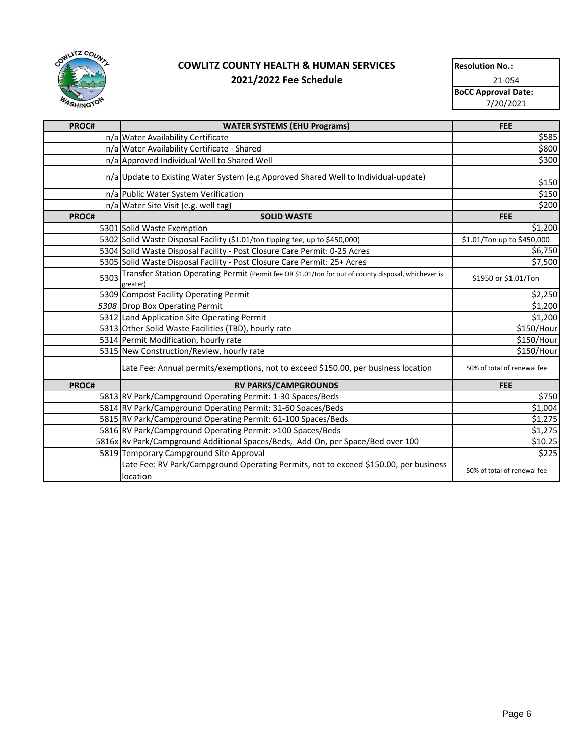# COWLITZ COUNTY HEALTH & HUMAN SERVICES
## 2021/2022 Fee Schedule

| | |
|---|---|
| **Resolution No.:** | 21-054 |
| **BoCC Approval Date:** | 7/20/2021 |

| PROC# | WATER SYSTEMS (EHU Programs) | FEE |
|---|---|---|
| n/a | Water Availability Certificate | $585 |
| n/a | Water Availability Certificate - Shared | $800 |
| n/a | Approved Individual Well to Shared Well | $300 |
| n/a | Update to Existing Water System (e.g Approved Shared Well to Individual-update) | $150 |
| n/a | Public Water System Verification | $150 |
| n/a | Water Site Visit (e.g. well tag) | $200 |
| **PROC#** | **SOLID WASTE** | **FEE** |
| 5301 | Solid Waste Exemption | $1,200 |
| 5302 | Solid Waste Disposal Facility ($1.01/ton tipping fee, up to $450,000) | $1.01/Ton up to $450,000 |
| 5304 | Solid Waste Disposal Facility - Post Closure Care Permit: 0-25 Acres | $6,750 |
| 5305 | Solid Waste Disposal Facility - Post Closure Care Permit: 25+ Acres | $7,500 |
| 5303 | Transfer Station Operating Permit (Permit fee OR $1.01/ton for out of county disposal, whichever is greater) | $1950 or $1.01/Ton |
| 5309 | Compost Facility Operating Permit | $2,250 |
| *5308* | Drop Box Operating Permit | $1,200 |
| 5312 | Land Application Site Operating Permit | $1,200 |
| 5313 | Other Solid Waste Facilities (TBD), hourly rate | $150/Hour |
| 5314 | Permit Modification, hourly rate | $150/Hour |
| 5315 | New Construction/Review, hourly rate | $150/Hour |
| | Late Fee: Annual permits/exemptions, not to exceed $150.00, per business location | 50% of total of renewal fee |
| **PROC#** | **RV PARKS/CAMPGROUNDS** | **FEE** |
| 5813 | RV Park/Campground Operating Permit: 1-30 Spaces/Beds | $750 |
| 5814 | RV Park/Campground Operating Permit: 31-60 Spaces/Beds | $1,004 |
| 5815 | RV Park/Campground Operating Permit: 61-100 Spaces/Beds | $1,275 |
| 5816 | RV Park/Campground Operating Permit: >100 Spaces/Beds | $1,275 |
| 5816x | Rv Park/Campground Additional Spaces/Beds, Add-On, per Space/Bed over 100 | $10.25 |
| 5819 | Temporary Campground Site Approval | $225 |
| | Late Fee: RV Park/Campground Operating Permits, not to exceed $150.00, per business location | 50% of total of renewal fee |